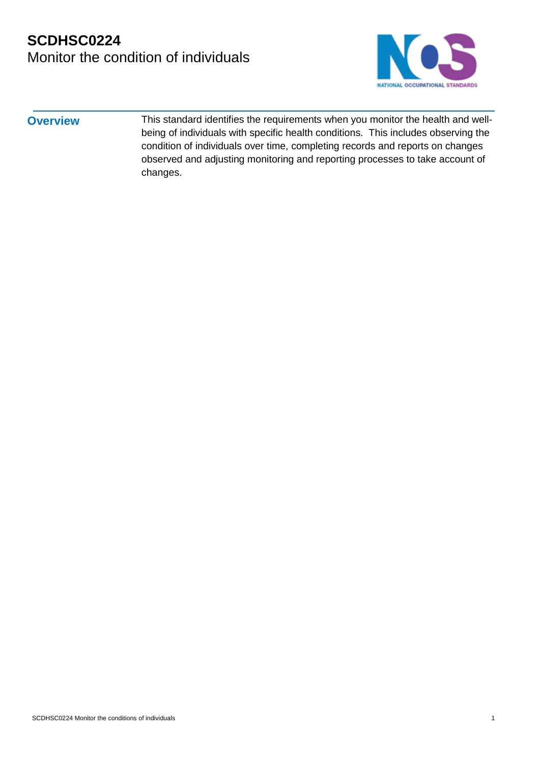# SCDHSC0224
## Monitor the condition of individuals

### Overview

This standard identifies the requirements when you monitor the health and well-being of individuals with specific health conditions. This includes observing the condition of individuals over time, completing records and reports on changes observed and adjusting monitoring and reporting processes to take account of changes.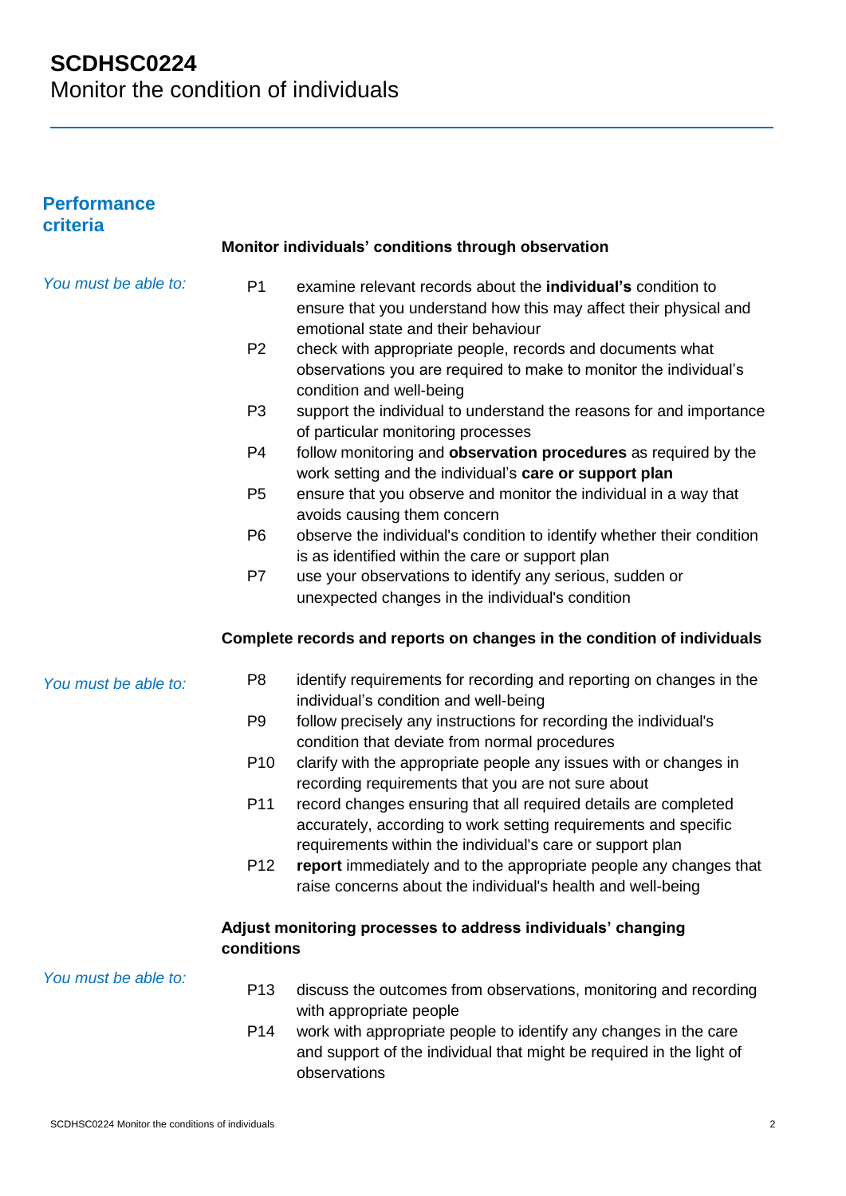# SCDHSC0224
Monitor the condition of individuals

## Performance criteria

### Monitor individuals' conditions through observation

*You must be able to:*

- P1 examine relevant records about the **individual's** condition to ensure that you understand how this may affect their physical and emotional state and their behaviour
- P2 check with appropriate people, records and documents what observations you are required to make to monitor the individual's condition and well-being
- P3 support the individual to understand the reasons for and importance of particular monitoring processes
- P4 follow monitoring and **observation procedures** as required by the work setting and the individual's **care or support plan**
- P5 ensure that you observe and monitor the individual in a way that avoids causing them concern
- P6 observe the individual's condition to identify whether their condition is as identified within the care or support plan
- P7 use your observations to identify any serious, sudden or unexpected changes in the individual's condition

### Complete records and reports on changes in the condition of individuals

*You must be able to:*

- P8 identify requirements for recording and reporting on changes in the individual's condition and well-being
- P9 follow precisely any instructions for recording the individual's condition that deviate from normal procedures
- P10 clarify with the appropriate people any issues with or changes in recording requirements that you are not sure about
- P11 record changes ensuring that all required details are completed accurately, according to work setting requirements and specific requirements within the individual's care or support plan
- P12 **report** immediately and to the appropriate people any changes that raise concerns about the individual's health and well-being

### Adjust monitoring processes to address individuals' changing conditions

*You must be able to:*

- P13 discuss the outcomes from observations, monitoring and recording with appropriate people
- P14 work with appropriate people to identify any changes in the care and support of the individual that might be required in the light of observations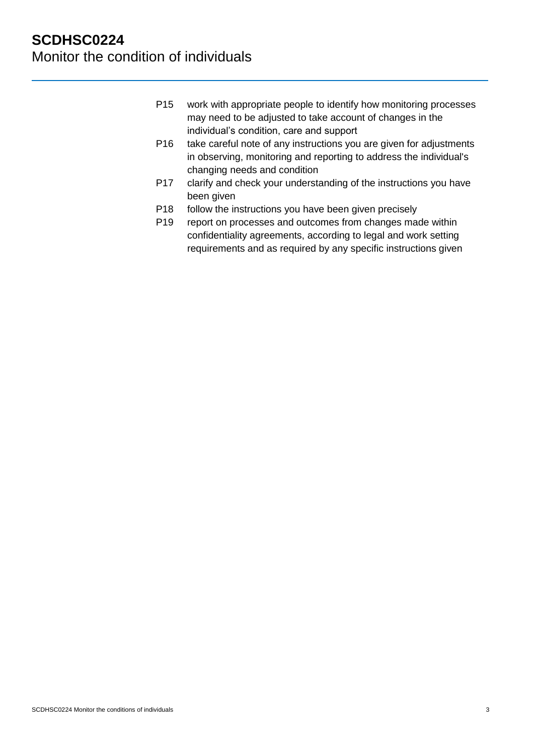P15 work with appropriate people to identify how monitoring processes may need to be adjusted to take account of changes in the individual's condition, care and support

P16 take careful note of any instructions you are given for adjustments in observing, monitoring and reporting to address the individual's changing needs and condition

P17 clarify and check your understanding of the instructions you have been given

P18 follow the instructions you have been given precisely

P19 report on processes and outcomes from changes made within confidentiality agreements, according to legal and work setting requirements and as required by any specific instructions given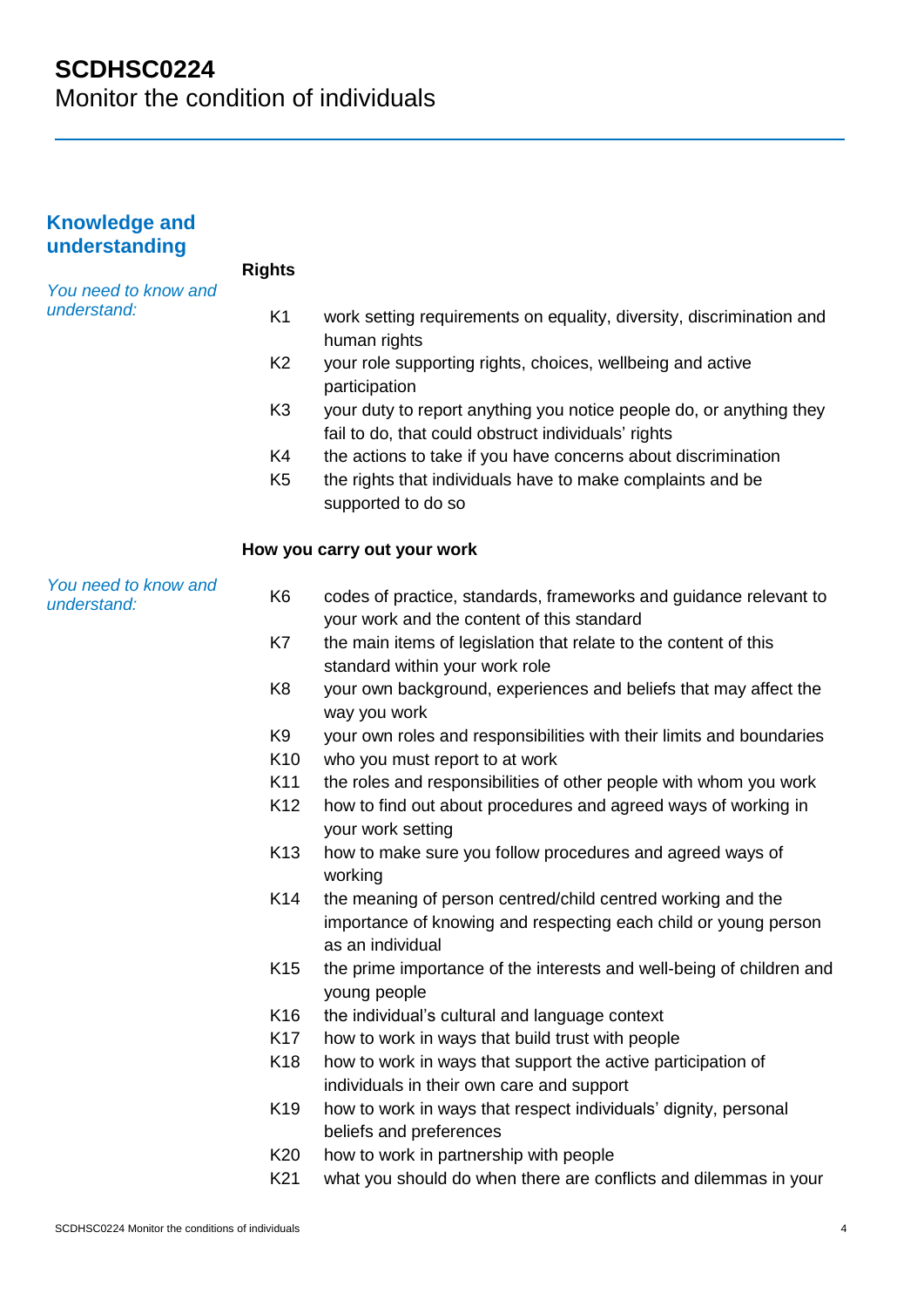# SCDHSC0224
Monitor the condition of individuals

## Knowledge and understanding

### Rights

*You need to know and understand:*

- K1 work setting requirements on equality, diversity, discrimination and human rights
- K2 your role supporting rights, choices, wellbeing and active participation
- K3 your duty to report anything you notice people do, or anything they fail to do, that could obstruct individuals' rights
- K4 the actions to take if you have concerns about discrimination
- K5 the rights that individuals have to make complaints and be supported to do so

### How you carry out your work

*You need to know and understand:*

- K6 codes of practice, standards, frameworks and guidance relevant to your work and the content of this standard
- K7 the main items of legislation that relate to the content of this standard within your work role
- K8 your own background, experiences and beliefs that may affect the way you work
- K9 your own roles and responsibilities with their limits and boundaries
- K10 who you must report to at work
- K11 the roles and responsibilities of other people with whom you work
- K12 how to find out about procedures and agreed ways of working in your work setting
- K13 how to make sure you follow procedures and agreed ways of working
- K14 the meaning of person centred/child centred working and the importance of knowing and respecting each child or young person as an individual
- K15 the prime importance of the interests and well-being of children and young people
- K16 the individual's cultural and language context
- K17 how to work in ways that build trust with people
- K18 how to work in ways that support the active participation of individuals in their own care and support
- K19 how to work in ways that respect individuals' dignity, personal beliefs and preferences
- K20 how to work in partnership with people
- K21 what you should do when there are conflicts and dilemmas in your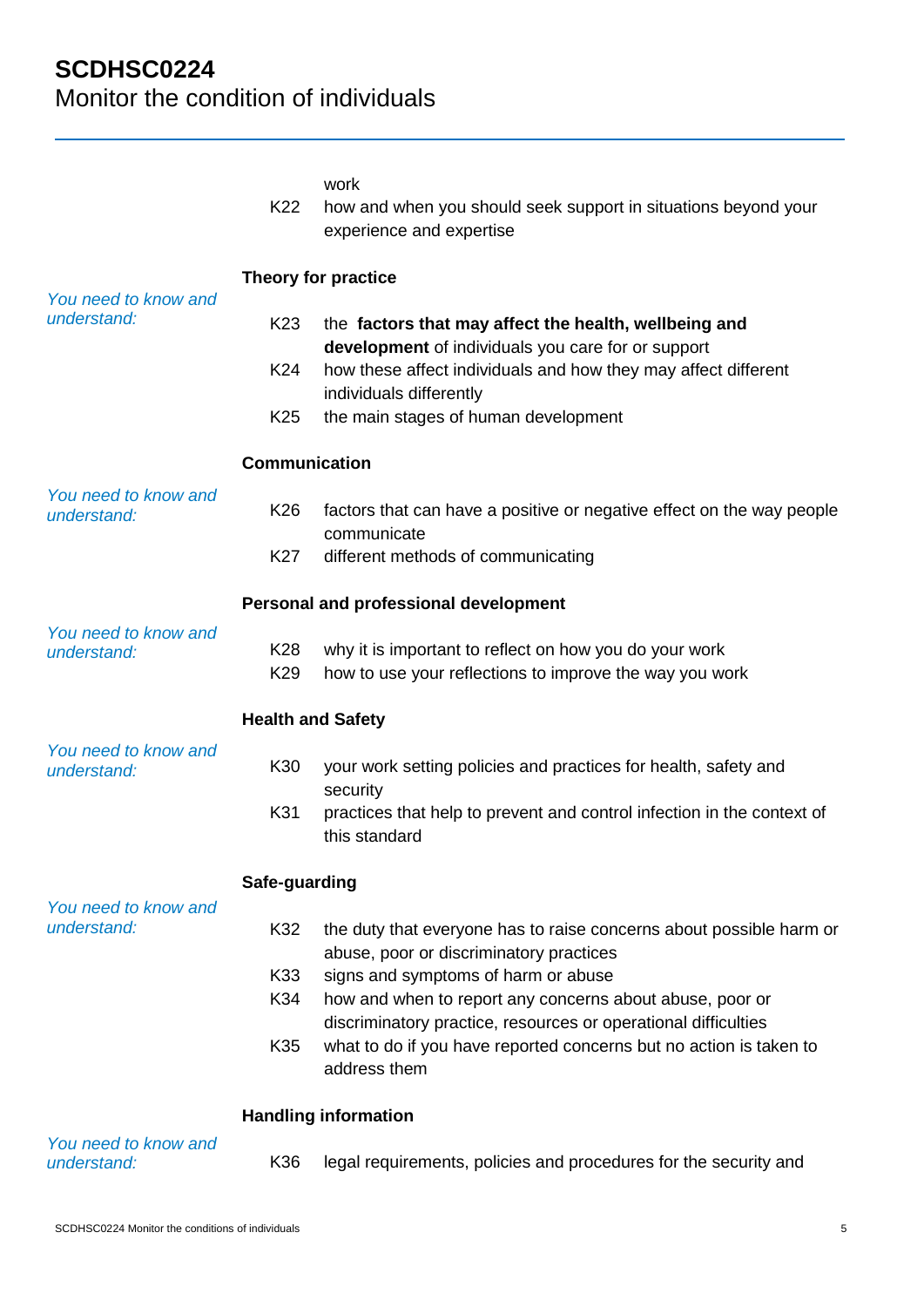work

K22 how and when you should seek support in situations beyond your experience and expertise

**Theory for practice**

*You need to know and understand:*

K23 the **factors that may affect the health, wellbeing and development** of individuals you care for or support

K24 how these affect individuals and how they may affect different individuals differently

K25 the main stages of human development

**Communication**

*You need to know and understand:*

K26 factors that can have a positive or negative effect on the way people communicate

K27 different methods of communicating

**Personal and professional development**

*You need to know and understand:*

K28 why it is important to reflect on how you do your work

K29 how to use your reflections to improve the way you work

**Health and Safety**

*You need to know and understand:*

K30 your work setting policies and practices for health, safety and security

K31 practices that help to prevent and control infection in the context of this standard

**Safe-guarding**

*You need to know and understand:*

K32 the duty that everyone has to raise concerns about possible harm or abuse, poor or discriminatory practices

K33 signs and symptoms of harm or abuse

K34 how and when to report any concerns about abuse, poor or discriminatory practice, resources or operational difficulties

K35 what to do if you have reported concerns but no action is taken to address them

**Handling information**

*You need to know and understand:*

K36 legal requirements, policies and procedures for the security and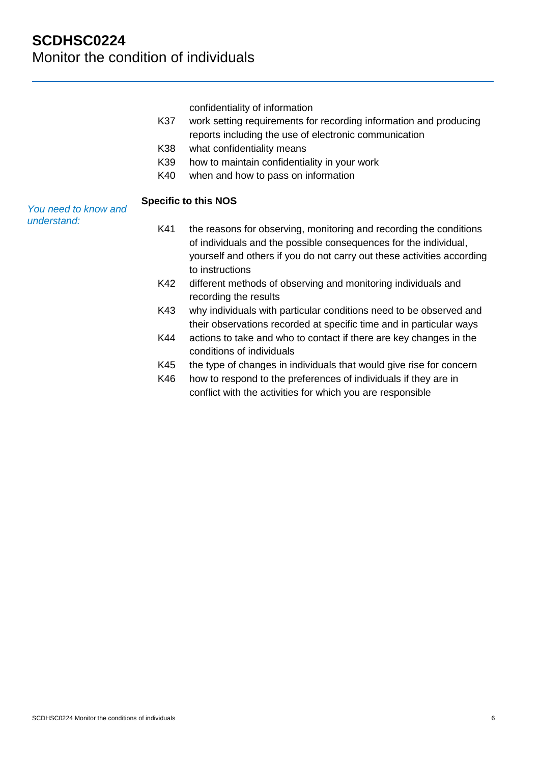confidentiality of information

- K37 work setting requirements for recording information and producing reports including the use of electronic communication
- K38 what confidentiality means
- K39 how to maintain confidentiality in your work
- K40 when and how to pass on information

*You need to know and understand:*

**Specific to this NOS**

- K41 the reasons for observing, monitoring and recording the conditions of individuals and the possible consequences for the individual, yourself and others if you do not carry out these activities according to instructions
- K42 different methods of observing and monitoring individuals and recording the results
- K43 why individuals with particular conditions need to be observed and their observations recorded at specific time and in particular ways
- K44 actions to take and who to contact if there are key changes in the conditions of individuals
- K45 the type of changes in individuals that would give rise for concern
- K46 how to respond to the preferences of individuals if they are in conflict with the activities for which you are responsible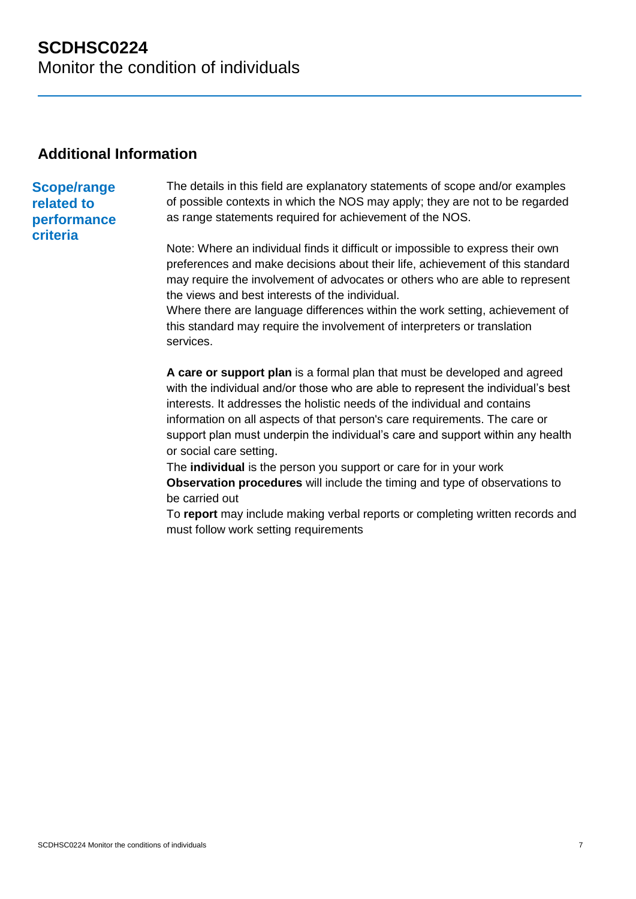# SCDHSC0224
Monitor the condition of individuals

## Additional Information

### Scope/range related to performance criteria

The details in this field are explanatory statements of scope and/or examples of possible contexts in which the NOS may apply; they are not to be regarded as range statements required for achievement of the NOS.

Note: Where an individual finds it difficult or impossible to express their own preferences and make decisions about their life, achievement of this standard may require the involvement of advocates or others who are able to represent the views and best interests of the individual.
Where there are language differences within the work setting, achievement of this standard may require the involvement of interpreters or translation services.

**A care or support plan** is a formal plan that must be developed and agreed with the individual and/or those who are able to represent the individual's best interests. It addresses the holistic needs of the individual and contains information on all aspects of that person's care requirements. The care or support plan must underpin the individual's care and support within any health or social care setting.
The **individual** is the person you support or care for in your work
**Observation procedures** will include the timing and type of observations to be carried out
To **report** may include making verbal reports or completing written records and must follow work setting requirements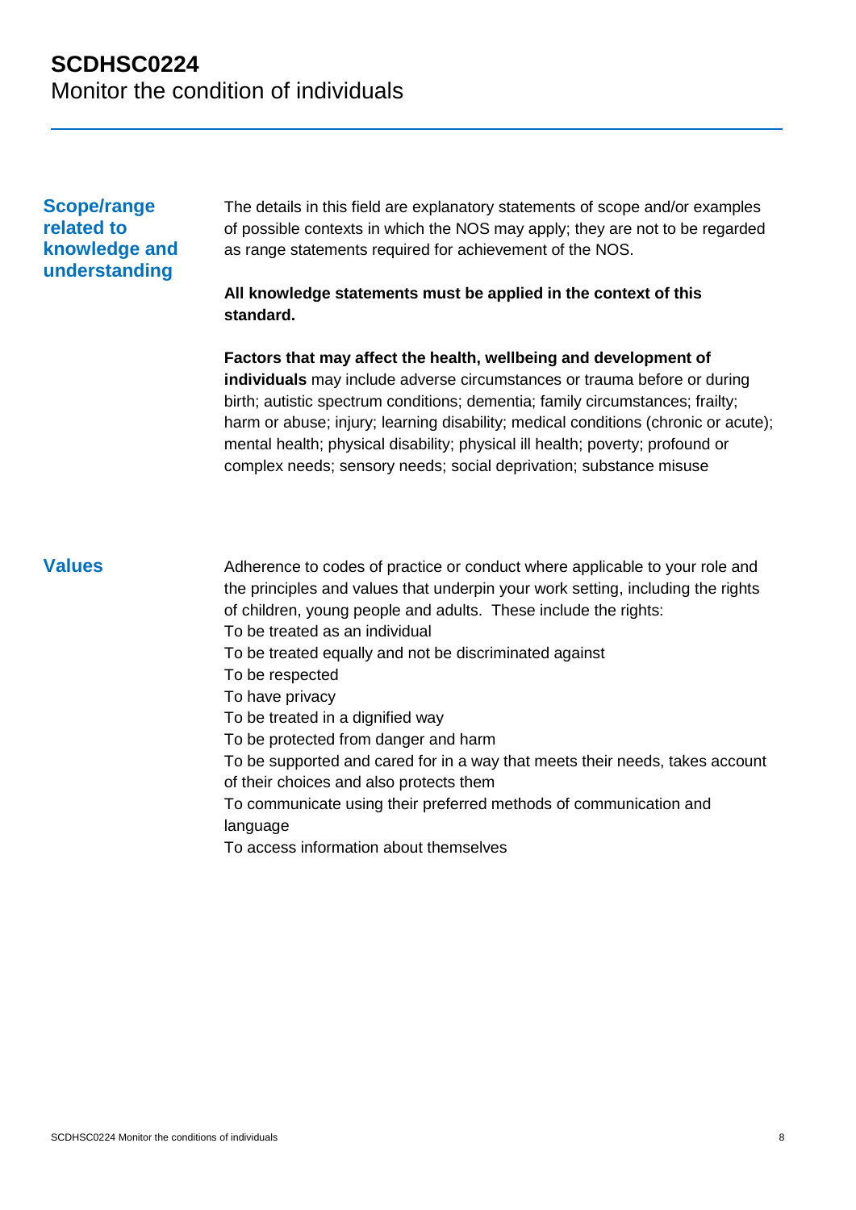# SCDHSC0224
Monitor the condition of individuals

## Scope/range related to knowledge and understanding

The details in this field are explanatory statements of scope and/or examples of possible contexts in which the NOS may apply; they are not to be regarded as range statements required for achievement of the NOS.

**All knowledge statements must be applied in the context of this standard.**

**Factors that may affect the health, wellbeing and development of individuals** may include adverse circumstances or trauma before or during birth; autistic spectrum conditions; dementia; family circumstances; frailty; harm or abuse; injury; learning disability; medical conditions (chronic or acute); mental health; physical disability; physical ill health; poverty; profound or complex needs; sensory needs; social deprivation; substance misuse

## Values

Adherence to codes of practice or conduct where applicable to your role and the principles and values that underpin your work setting, including the rights of children, young people and adults. These include the rights:

To be treated as an individual
To be treated equally and not be discriminated against
To be respected
To have privacy
To be treated in a dignified way
To be protected from danger and harm
To be supported and cared for in a way that meets their needs, takes account of their choices and also protects them
To communicate using their preferred methods of communication and language
To access information about themselves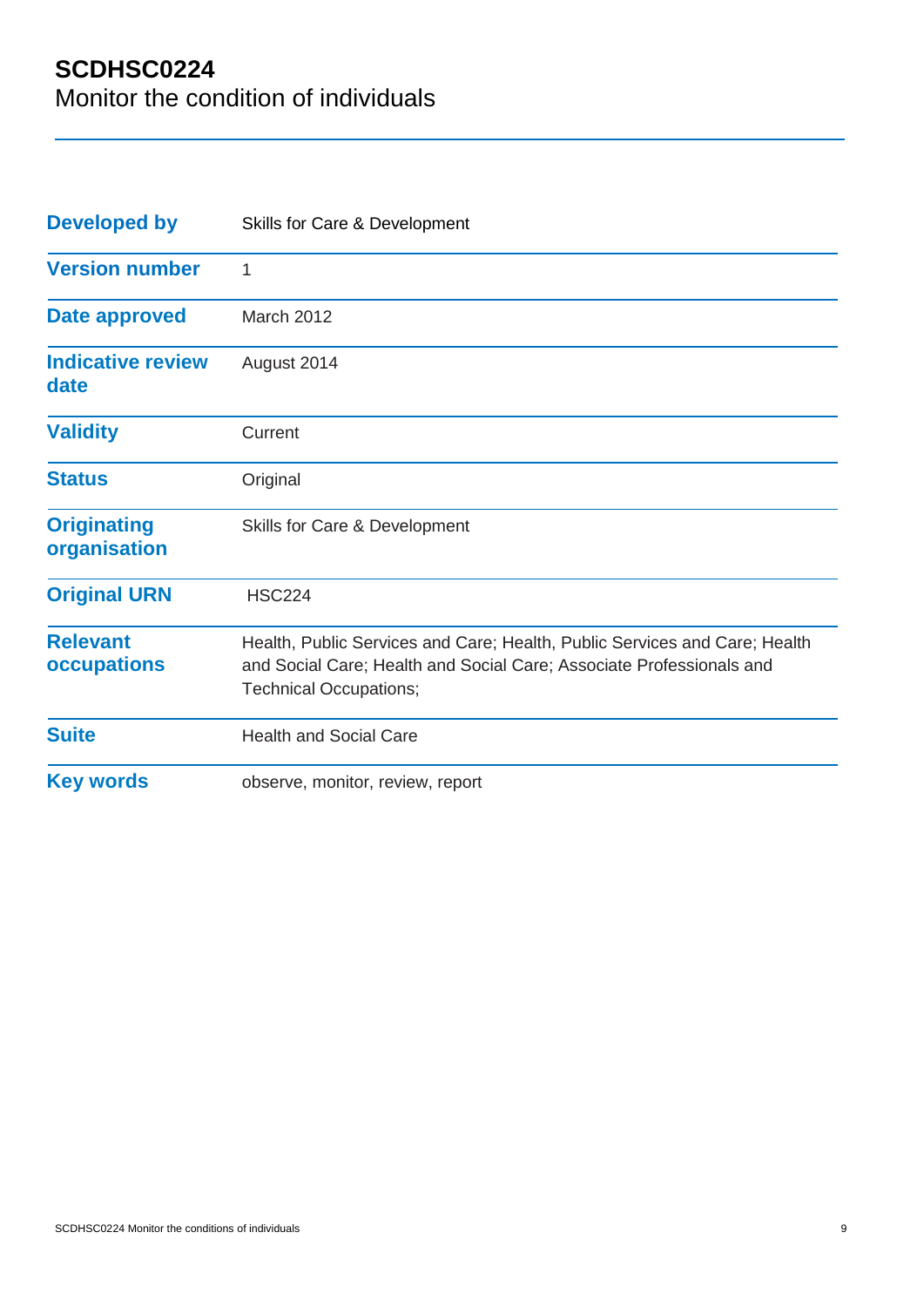# SCDHSC0224
Monitor the condition of individuals

| | |
|---|---|
| **Developed by** | Skills for Care & Development |
| **Version number** | 1 |
| **Date approved** | March 2012 |
| **Indicative review date** | August 2014 |
| **Validity** | Current |
| **Status** | Original |
| **Originating organisation** | Skills for Care & Development |
| **Original URN** | HSC224 |
| **Relevant occupations** | Health, Public Services and Care; Health, Public Services and Care; Health and Social Care; Health and Social Care; Associate Professionals and Technical Occupations; |
| **Suite** | Health and Social Care |
| **Key words** | observe, monitor, review, report |